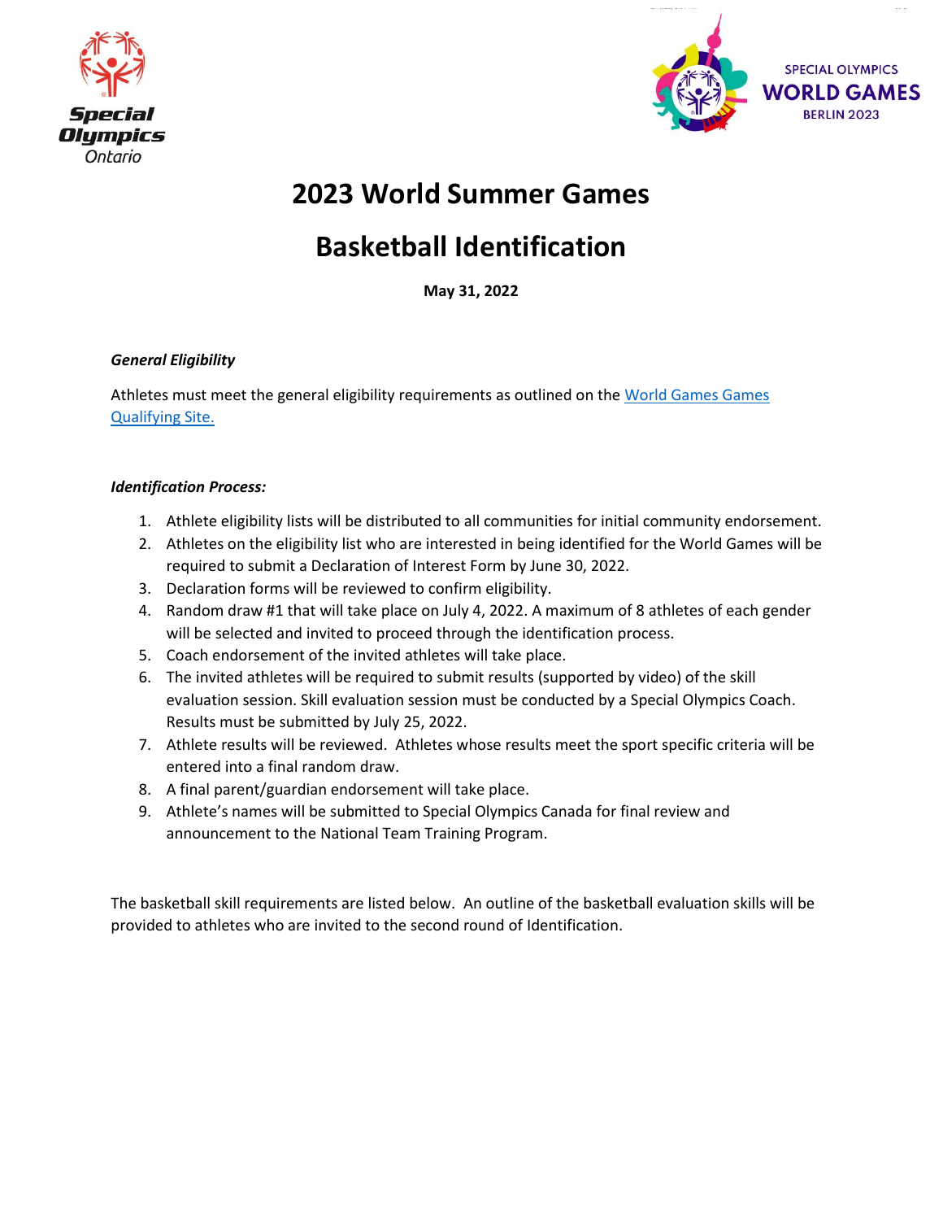# 2023 World Summer Games

# Basketball Identification

**May 31, 2022**

***General Eligibility***

Athletes must meet the general eligibility requirements as outlined on the [World Games Games Qualifying Site.]()

***Identification Process:***

1. Athlete eligibility lists will be distributed to all communities for initial community endorsement.
2. Athletes on the eligibility list who are interested in being identified for the World Games will be required to submit a Declaration of Interest Form by June 30, 2022.
3. Declaration forms will be reviewed to confirm eligibility.
4. Random draw #1 that will take place on July 4, 2022. A maximum of 8 athletes of each gender will be selected and invited to proceed through the identification process.
5. Coach endorsement of the invited athletes will take place.
6. The invited athletes will be required to submit results (supported by video) of the skill evaluation session. Skill evaluation session must be conducted by a Special Olympics Coach. Results must be submitted by July 25, 2022.
7. Athlete results will be reviewed. Athletes whose results meet the sport specific criteria will be entered into a final random draw.
8. A final parent/guardian endorsement will take place.
9. Athlete's names will be submitted to Special Olympics Canada for final review and announcement to the National Team Training Program.

The basketball skill requirements are listed below. An outline of the basketball evaluation skills will be provided to athletes who are invited to the second round of Identification.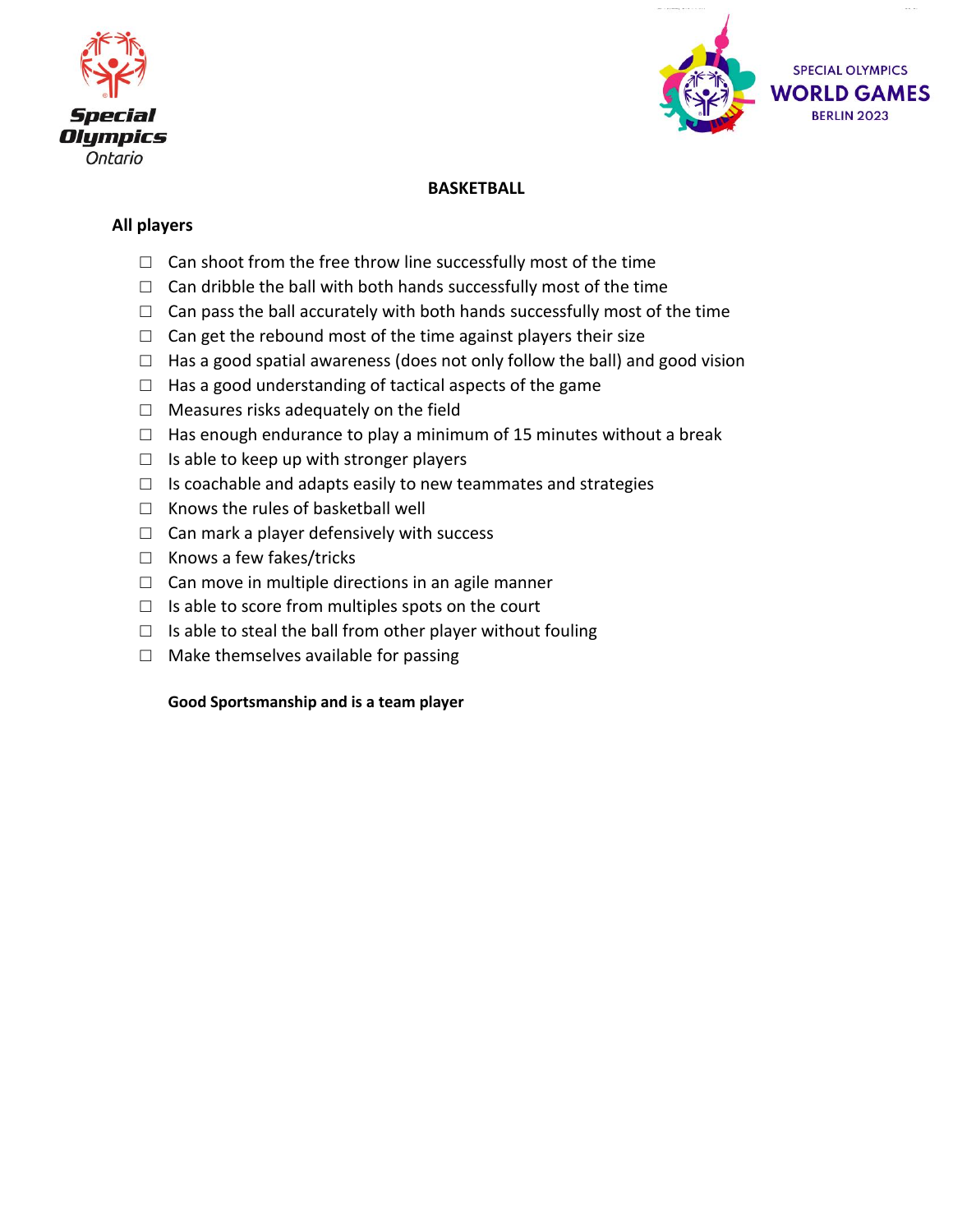Special Olympics Ontario

SPECIAL OLYMPICS WORLD GAMES BERLIN 2023

## BASKETBALL

### All players

- ☐ Can shoot from the free throw line successfully most of the time
- ☐ Can dribble the ball with both hands successfully most of the time
- ☐ Can pass the ball accurately with both hands successfully most of the time
- ☐ Can get the rebound most of the time against players their size
- ☐ Has a good spatial awareness (does not only follow the ball) and good vision
- ☐ Has a good understanding of tactical aspects of the game
- ☐ Measures risks adequately on the field
- ☐ Has enough endurance to play a minimum of 15 minutes without a break
- ☐ Is able to keep up with stronger players
- ☐ Is coachable and adapts easily to new teammates and strategies
- ☐ Knows the rules of basketball well
- ☐ Can mark a player defensively with success
- ☐ Knows a few fakes/tricks
- ☐ Can move in multiple directions in an agile manner
- ☐ Is able to score from multiples spots on the court
- ☐ Is able to steal the ball from other player without fouling
- ☐ Make themselves available for passing

**Good Sportsmanship and is a team player**